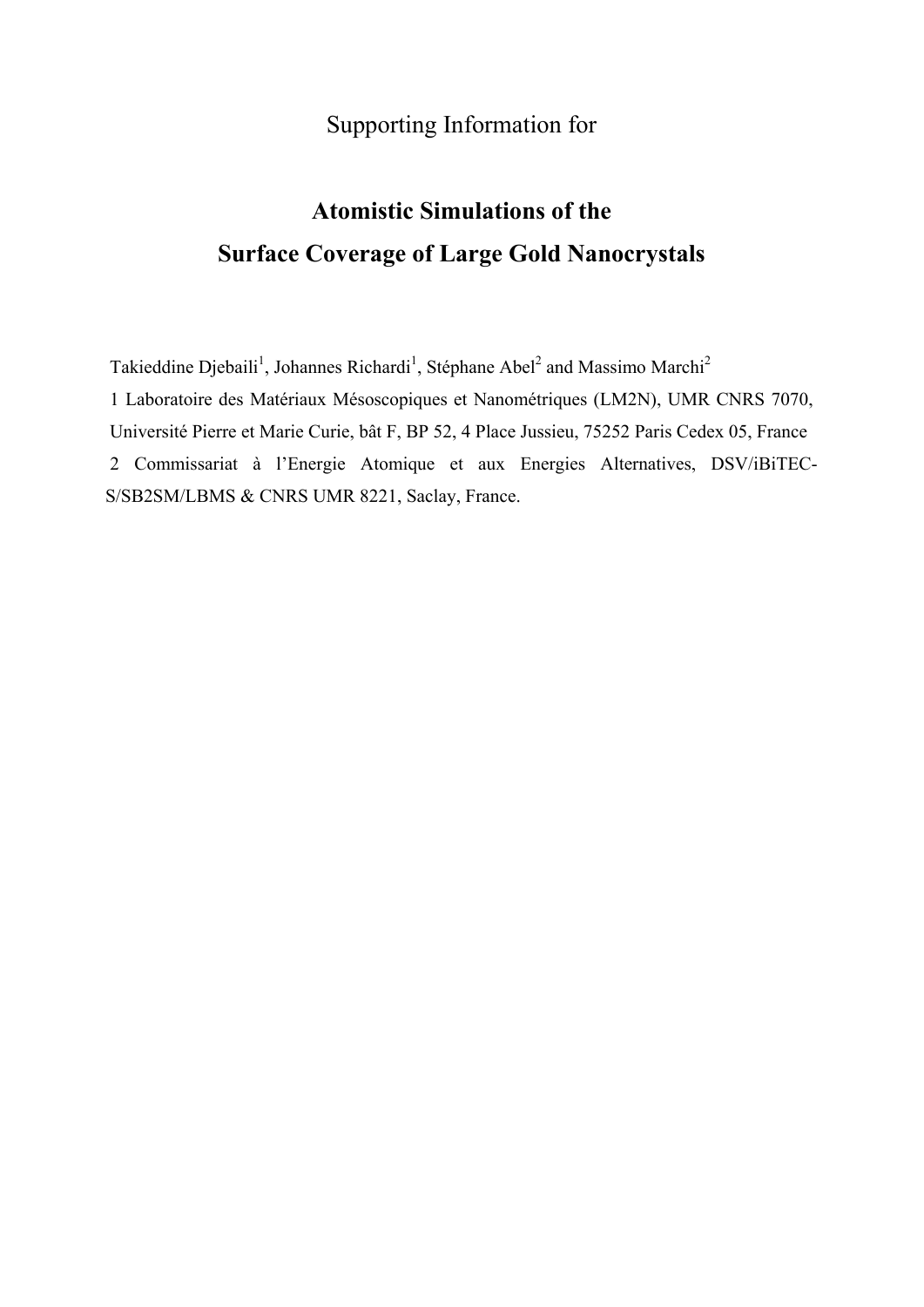Supporting Information for

# Atomistic Simulations of the Surface Coverage of Large Gold Nanocrystals

Takieddine Djebaili[1], Johannes Richardi[1], Stéphane Abel[2] and Massimo Marchi[2]

1 Laboratoire des Matériaux Mésoscopiques et Nanométriques (LM2N), UMR CNRS 7070, Université Pierre et Marie Curie, bât F, BP 52, 4 Place Jussieu, 75252 Paris Cedex 05, France

2 Commissariat à l'Energie Atomique et aux Energies Alternatives, DSV/iBiTEC-S/SB2SM/LBMS & CNRS UMR 8221, Saclay, France.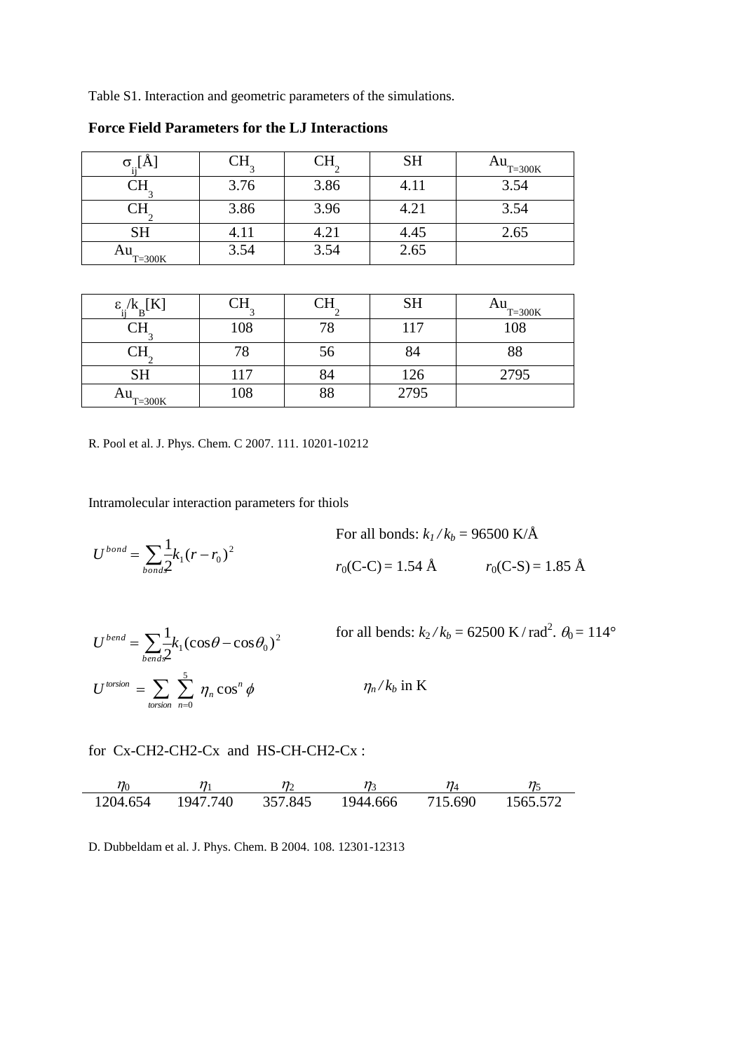Table S1. Interaction and geometric parameters of the simulations.

**Force Field Parameters for the LJ Interactions**

| $\sigma_{ij}$[Å] | $CH_3$ | $CH_2$ | SH | $Au_{T=300K}$ |
|---|---|---|---|---|
| $CH_3$ | 3.76 | 3.86 | 4.11 | 3.54 |
| $CH_2$ | 3.86 | 3.96 | 4.21 | 3.54 |
| SH | 4.11 | 4.21 | 4.45 | 2.65 |
| $Au_{T=300K}$ | 3.54 | 3.54 | 2.65 | |

| $\varepsilon_{ij}/k_B$[K] | $CH_3$ | $CH_2$ | SH | $Au_{T=300K}$ |
|---|---|---|---|---|
| $CH_3$ | 108 | 78 | 117 | 108 |
| $CH_2$ | 78 | 56 | 84 | 88 |
| SH | 117 | 84 | 126 | 2795 |
| $Au_{T=300K}$ | 108 | 88 | 2795 | |

R. Pool et al. J. Phys. Chem. C 2007. 111. 10201-10212

Intramolecular interaction parameters for thiols

$$U^{bond} = \sum_{bonds} \frac{1}{2} k_1 (r - r_0)^2$$

For all bonds: $k_1 / k_b$ = 96500 K/Å

$r_0$(C-C) = 1.54 Å $\quad$ $r_0$(C-S) = 1.85 Å

$$U^{bend} = \sum_{bends} \frac{1}{2} k_1 (\cos\theta - \cos\theta_0)^2$$

for all bends: $k_2 / k_b$ = 62500 K / rad$^2$. $\theta_0$ = 114°

$$U^{torsion} = \sum_{torsion} \sum_{n=0}^{5} \eta_n \cos^n \phi$$

$\eta_n / k_b$ in K

for Cx-CH2-CH2-Cx and HS-CH-CH2-Cx :

| $\eta_0$ | $\eta_1$ | $\eta_2$ | $\eta_3$ | $\eta_4$ | $\eta_5$ |
|---|---|---|---|---|---|
| 1204.654 | 1947.740 | 357.845 | 1944.666 | 715.690 | 1565.572 |

D. Dubbeldam et al. J. Phys. Chem. B 2004. 108. 12301-12313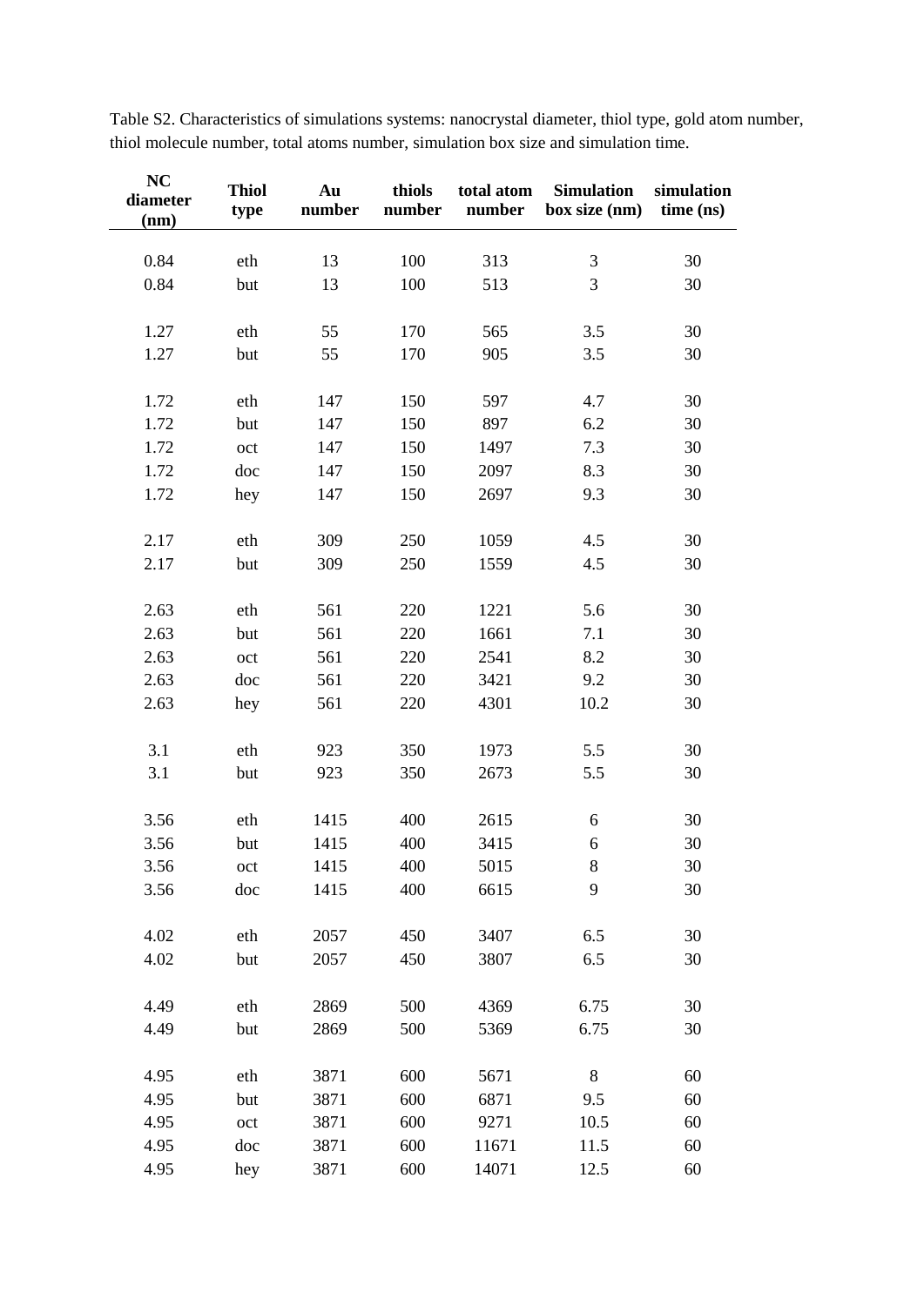Table S2. Characteristics of simulations systems: nanocrystal diameter, thiol type, gold atom number, thiol molecule number, total atoms number, simulation box size and simulation time.

| NC diameter (nm) | Thiol type | Au number | thiols number | total atom number | Simulation box size (nm) | simulation time (ns) |
|---|---|---|---|---|---|---|
| 0.84 | eth | 13 | 100 | 313 | 3 | 30 |
| 0.84 | but | 13 | 100 | 513 | 3 | 30 |
| 1.27 | eth | 55 | 170 | 565 | 3.5 | 30 |
| 1.27 | but | 55 | 170 | 905 | 3.5 | 30 |
| 1.72 | eth | 147 | 150 | 597 | 4.7 | 30 |
| 1.72 | but | 147 | 150 | 897 | 6.2 | 30 |
| 1.72 | oct | 147 | 150 | 1497 | 7.3 | 30 |
| 1.72 | doc | 147 | 150 | 2097 | 8.3 | 30 |
| 1.72 | hey | 147 | 150 | 2697 | 9.3 | 30 |
| 2.17 | eth | 309 | 250 | 1059 | 4.5 | 30 |
| 2.17 | but | 309 | 250 | 1559 | 4.5 | 30 |
| 2.63 | eth | 561 | 220 | 1221 | 5.6 | 30 |
| 2.63 | but | 561 | 220 | 1661 | 7.1 | 30 |
| 2.63 | oct | 561 | 220 | 2541 | 8.2 | 30 |
| 2.63 | doc | 561 | 220 | 3421 | 9.2 | 30 |
| 2.63 | hey | 561 | 220 | 4301 | 10.2 | 30 |
| 3.1 | eth | 923 | 350 | 1973 | 5.5 | 30 |
| 3.1 | but | 923 | 350 | 2673 | 5.5 | 30 |
| 3.56 | eth | 1415 | 400 | 2615 | 6 | 30 |
| 3.56 | but | 1415 | 400 | 3415 | 6 | 30 |
| 3.56 | oct | 1415 | 400 | 5015 | 8 | 30 |
| 3.56 | doc | 1415 | 400 | 6615 | 9 | 30 |
| 4.02 | eth | 2057 | 450 | 3407 | 6.5 | 30 |
| 4.02 | but | 2057 | 450 | 3807 | 6.5 | 30 |
| 4.49 | eth | 2869 | 500 | 4369 | 6.75 | 30 |
| 4.49 | but | 2869 | 500 | 5369 | 6.75 | 30 |
| 4.95 | eth | 3871 | 600 | 5671 | 8 | 60 |
| 4.95 | but | 3871 | 600 | 6871 | 9.5 | 60 |
| 4.95 | oct | 3871 | 600 | 9271 | 10.5 | 60 |
| 4.95 | doc | 3871 | 600 | 11671 | 11.5 | 60 |
| 4.95 | hey | 3871 | 600 | 14071 | 12.5 | 60 |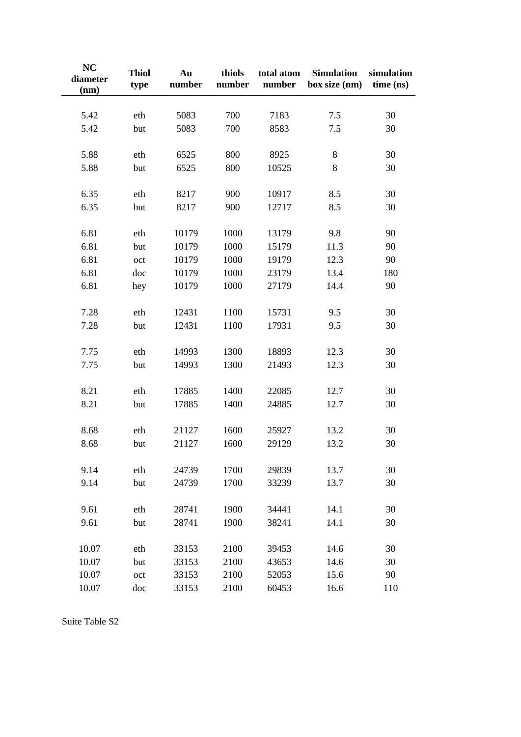| NC diameter (nm) | Thiol type | Au number | thiols number | total atom number | Simulation box size (nm) | simulation time (ns) |
|---|---|---|---|---|---|---|
| 5.42 | eth | 5083 | 700 | 7183 | 7.5 | 30 |
| 5.42 | but | 5083 | 700 | 8583 | 7.5 | 30 |
| 5.88 | eth | 6525 | 800 | 8925 | 8 | 30 |
| 5.88 | but | 6525 | 800 | 10525 | 8 | 30 |
| 6.35 | eth | 8217 | 900 | 10917 | 8.5 | 30 |
| 6.35 | but | 8217 | 900 | 12717 | 8.5 | 30 |
| 6.81 | eth | 10179 | 1000 | 13179 | 9.8 | 90 |
| 6.81 | but | 10179 | 1000 | 15179 | 11.3 | 90 |
| 6.81 | oct | 10179 | 1000 | 19179 | 12.3 | 90 |
| 6.81 | doc | 10179 | 1000 | 23179 | 13.4 | 180 |
| 6.81 | hey | 10179 | 1000 | 27179 | 14.4 | 90 |
| 7.28 | eth | 12431 | 1100 | 15731 | 9.5 | 30 |
| 7.28 | but | 12431 | 1100 | 17931 | 9.5 | 30 |
| 7.75 | eth | 14993 | 1300 | 18893 | 12.3 | 30 |
| 7.75 | but | 14993 | 1300 | 21493 | 12.3 | 30 |
| 8.21 | eth | 17885 | 1400 | 22085 | 12.7 | 30 |
| 8.21 | but | 17885 | 1400 | 24885 | 12.7 | 30 |
| 8.68 | eth | 21127 | 1600 | 25927 | 13.2 | 30 |
| 8.68 | but | 21127 | 1600 | 29129 | 13.2 | 30 |
| 9.14 | eth | 24739 | 1700 | 29839 | 13.7 | 30 |
| 9.14 | but | 24739 | 1700 | 33239 | 13.7 | 30 |
| 9.61 | eth | 28741 | 1900 | 34441 | 14.1 | 30 |
| 9.61 | but | 28741 | 1900 | 38241 | 14.1 | 30 |
| 10.07 | eth | 33153 | 2100 | 39453 | 14.6 | 30 |
| 10.07 | but | 33153 | 2100 | 43653 | 14.6 | 30 |
| 10.07 | oct | 33153 | 2100 | 52053 | 15.6 | 90 |
| 10.07 | doc | 33153 | 2100 | 60453 | 16.6 | 110 |

Suite Table S2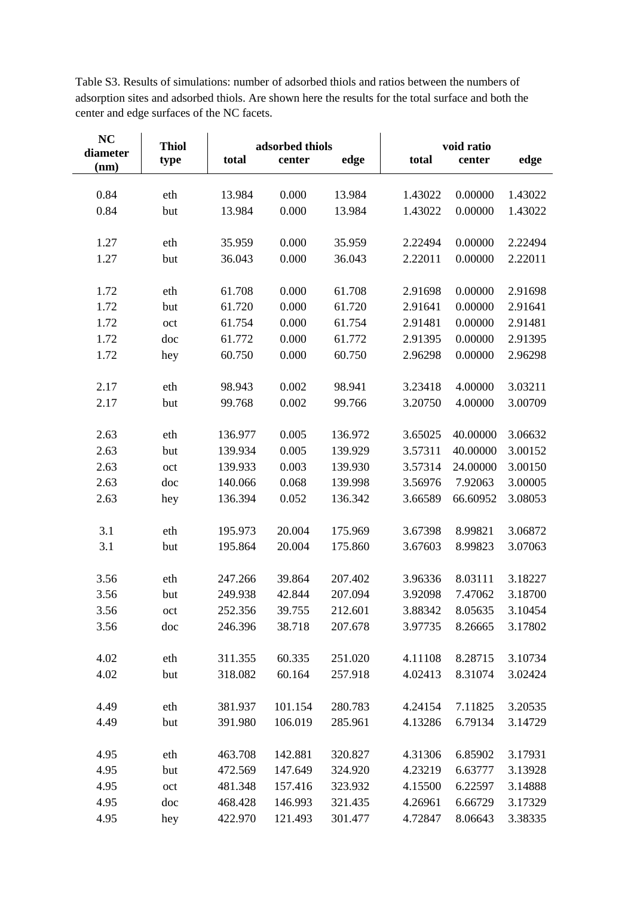Table S3. Results of simulations: number of adsorbed thiols and ratios between the numbers of adsorption sites and adsorbed thiols. Are shown here the results for the total surface and both the center and edge surfaces of the NC facets.

| NC diameter (nm) | Thiol type | adsorbed thiols | | | void ratio | | |
|---|---|---|---|---|---|---|---|
| | | total | center | edge | total | center | edge |
| 0.84 | eth | 13.984 | 0.000 | 13.984 | 1.43022 | 0.00000 | 1.43022 |
| 0.84 | but | 13.984 | 0.000 | 13.984 | 1.43022 | 0.00000 | 1.43022 |
| 1.27 | eth | 35.959 | 0.000 | 35.959 | 2.22494 | 0.00000 | 2.22494 |
| 1.27 | but | 36.043 | 0.000 | 36.043 | 2.22011 | 0.00000 | 2.22011 |
| 1.72 | eth | 61.708 | 0.000 | 61.708 | 2.91698 | 0.00000 | 2.91698 |
| 1.72 | but | 61.720 | 0.000 | 61.720 | 2.91641 | 0.00000 | 2.91641 |
| 1.72 | oct | 61.754 | 0.000 | 61.754 | 2.91481 | 0.00000 | 2.91481 |
| 1.72 | doc | 61.772 | 0.000 | 61.772 | 2.91395 | 0.00000 | 2.91395 |
| 1.72 | hey | 60.750 | 0.000 | 60.750 | 2.96298 | 0.00000 | 2.96298 |
| 2.17 | eth | 98.943 | 0.002 | 98.941 | 3.23418 | 4.00000 | 3.03211 |
| 2.17 | but | 99.768 | 0.002 | 99.766 | 3.20750 | 4.00000 | 3.00709 |
| 2.63 | eth | 136.977 | 0.005 | 136.972 | 3.65025 | 40.00000 | 3.06632 |
| 2.63 | but | 139.934 | 0.005 | 139.929 | 3.57311 | 40.00000 | 3.00152 |
| 2.63 | oct | 139.933 | 0.003 | 139.930 | 3.57314 | 24.00000 | 3.00150 |
| 2.63 | doc | 140.066 | 0.068 | 139.998 | 3.56976 | 7.92063 | 3.00005 |
| 2.63 | hey | 136.394 | 0.052 | 136.342 | 3.66589 | 66.60952 | 3.08053 |
| 3.1 | eth | 195.973 | 20.004 | 175.969 | 3.67398 | 8.99821 | 3.06872 |
| 3.1 | but | 195.864 | 20.004 | 175.860 | 3.67603 | 8.99823 | 3.07063 |
| 3.56 | eth | 247.266 | 39.864 | 207.402 | 3.96336 | 8.03111 | 3.18227 |
| 3.56 | but | 249.938 | 42.844 | 207.094 | 3.92098 | 7.47062 | 3.18700 |
| 3.56 | oct | 252.356 | 39.755 | 212.601 | 3.88342 | 8.05635 | 3.10454 |
| 3.56 | doc | 246.396 | 38.718 | 207.678 | 3.97735 | 8.26665 | 3.17802 |
| 4.02 | eth | 311.355 | 60.335 | 251.020 | 4.11108 | 8.28715 | 3.10734 |
| 4.02 | but | 318.082 | 60.164 | 257.918 | 4.02413 | 8.31074 | 3.02424 |
| 4.49 | eth | 381.937 | 101.154 | 280.783 | 4.24154 | 7.11825 | 3.20535 |
| 4.49 | but | 391.980 | 106.019 | 285.961 | 4.13286 | 6.79134 | 3.14729 |
| 4.95 | eth | 463.708 | 142.881 | 320.827 | 4.31306 | 6.85902 | 3.17931 |
| 4.95 | but | 472.569 | 147.649 | 324.920 | 4.23219 | 6.63777 | 3.13928 |
| 4.95 | oct | 481.348 | 157.416 | 323.932 | 4.15500 | 6.22597 | 3.14888 |
| 4.95 | doc | 468.428 | 146.993 | 321.435 | 4.26961 | 6.66729 | 3.17329 |
| 4.95 | hey | 422.970 | 121.493 | 301.477 | 4.72847 | 8.06643 | 3.38335 |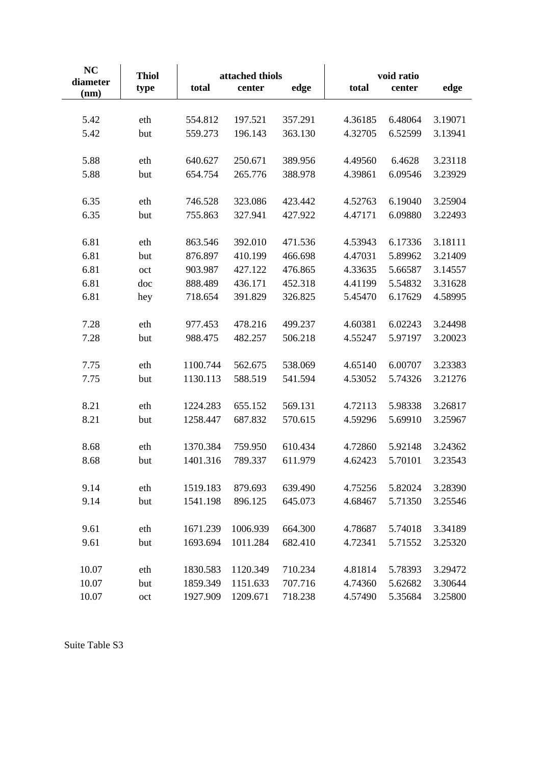| NC diameter (nm) | Thiol type | attached thiols | | | void ratio | | |
|---|---|---|---|---|---|---|---|
| | | total | center | edge | total | center | edge |
| 5.42 | eth | 554.812 | 197.521 | 357.291 | 4.36185 | 6.48064 | 3.19071 |
| 5.42 | but | 559.273 | 196.143 | 363.130 | 4.32705 | 6.52599 | 3.13941 |
| 5.88 | eth | 640.627 | 250.671 | 389.956 | 4.49560 | 6.4628 | 3.23118 |
| 5.88 | but | 654.754 | 265.776 | 388.978 | 4.39861 | 6.09546 | 3.23929 |
| 6.35 | eth | 746.528 | 323.086 | 423.442 | 4.52763 | 6.19040 | 3.25904 |
| 6.35 | but | 755.863 | 327.941 | 427.922 | 4.47171 | 6.09880 | 3.22493 |
| 6.81 | eth | 863.546 | 392.010 | 471.536 | 4.53943 | 6.17336 | 3.18111 |
| 6.81 | but | 876.897 | 410.199 | 466.698 | 4.47031 | 5.89962 | 3.21409 |
| 6.81 | oct | 903.987 | 427.122 | 476.865 | 4.33635 | 5.66587 | 3.14557 |
| 6.81 | doc | 888.489 | 436.171 | 452.318 | 4.41199 | 5.54832 | 3.31628 |
| 6.81 | hey | 718.654 | 391.829 | 326.825 | 5.45470 | 6.17629 | 4.58995 |
| 7.28 | eth | 977.453 | 478.216 | 499.237 | 4.60381 | 6.02243 | 3.24498 |
| 7.28 | but | 988.475 | 482.257 | 506.218 | 4.55247 | 5.97197 | 3.20023 |
| 7.75 | eth | 1100.744 | 562.675 | 538.069 | 4.65140 | 6.00707 | 3.23383 |
| 7.75 | but | 1130.113 | 588.519 | 541.594 | 4.53052 | 5.74326 | 3.21276 |
| 8.21 | eth | 1224.283 | 655.152 | 569.131 | 4.72113 | 5.98338 | 3.26817 |
| 8.21 | but | 1258.447 | 687.832 | 570.615 | 4.59296 | 5.69910 | 3.25967 |
| 8.68 | eth | 1370.384 | 759.950 | 610.434 | 4.72860 | 5.92148 | 3.24362 |
| 8.68 | but | 1401.316 | 789.337 | 611.979 | 4.62423 | 5.70101 | 3.23543 |
| 9.14 | eth | 1519.183 | 879.693 | 639.490 | 4.75256 | 5.82024 | 3.28390 |
| 9.14 | but | 1541.198 | 896.125 | 645.073 | 4.68467 | 5.71350 | 3.25546 |
| 9.61 | eth | 1671.239 | 1006.939 | 664.300 | 4.78687 | 5.74018 | 3.34189 |
| 9.61 | but | 1693.694 | 1011.284 | 682.410 | 4.72341 | 5.71552 | 3.25320 |
| 10.07 | eth | 1830.583 | 1120.349 | 710.234 | 4.81814 | 5.78393 | 3.29472 |
| 10.07 | but | 1859.349 | 1151.633 | 707.716 | 4.74360 | 5.62682 | 3.30644 |
| 10.07 | oct | 1927.909 | 1209.671 | 718.238 | 4.57490 | 5.35684 | 3.25800 |

Suite Table S3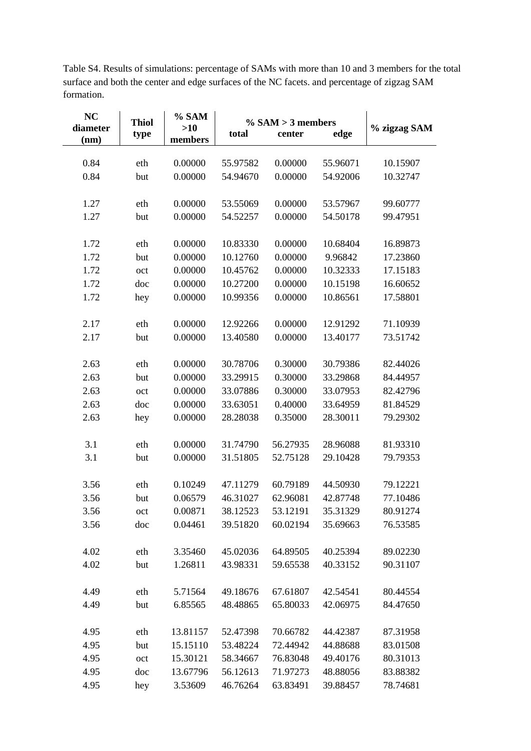Table S4. Results of simulations: percentage of SAMs with more than 10 and 3 members for the total surface and both the center and edge surfaces of the NC facets. and percentage of zigzag SAM formation.

| NC diameter (nm) | Thiol type | % SAM >10 members | % SAM > 3 members | | | % zigzag SAM |
|---|---|---|---|---|---|---|
| | | | total | center | edge | |
| 0.84 | eth | 0.00000 | 55.97582 | 0.00000 | 55.96071 | 10.15907 |
| 0.84 | but | 0.00000 | 54.94670 | 0.00000 | 54.92006 | 10.32747 |
| 1.27 | eth | 0.00000 | 53.55069 | 0.00000 | 53.57967 | 99.60777 |
| 1.27 | but | 0.00000 | 54.52257 | 0.00000 | 54.50178 | 99.47951 |
| 1.72 | eth | 0.00000 | 10.83330 | 0.00000 | 10.68404 | 16.89873 |
| 1.72 | but | 0.00000 | 10.12760 | 0.00000 | 9.96842 | 17.23860 |
| 1.72 | oct | 0.00000 | 10.45762 | 0.00000 | 10.32333 | 17.15183 |
| 1.72 | doc | 0.00000 | 10.27200 | 0.00000 | 10.15198 | 16.60652 |
| 1.72 | hey | 0.00000 | 10.99356 | 0.00000 | 10.86561 | 17.58801 |
| 2.17 | eth | 0.00000 | 12.92266 | 0.00000 | 12.91292 | 71.10939 |
| 2.17 | but | 0.00000 | 13.40580 | 0.00000 | 13.40177 | 73.51742 |
| 2.63 | eth | 0.00000 | 30.78706 | 0.30000 | 30.79386 | 82.44026 |
| 2.63 | but | 0.00000 | 33.29915 | 0.30000 | 33.29868 | 84.44957 |
| 2.63 | oct | 0.00000 | 33.07886 | 0.30000 | 33.07953 | 82.42796 |
| 2.63 | doc | 0.00000 | 33.63051 | 0.40000 | 33.64959 | 81.84529 |
| 2.63 | hey | 0.00000 | 28.28038 | 0.35000 | 28.30011 | 79.29302 |
| 3.1 | eth | 0.00000 | 31.74790 | 56.27935 | 28.96088 | 81.93310 |
| 3.1 | but | 0.00000 | 31.51805 | 52.75128 | 29.10428 | 79.79353 |
| 3.56 | eth | 0.10249 | 47.11279 | 60.79189 | 44.50930 | 79.12221 |
| 3.56 | but | 0.06579 | 46.31027 | 62.96081 | 42.87748 | 77.10486 |
| 3.56 | oct | 0.00871 | 38.12523 | 53.12191 | 35.31329 | 80.91274 |
| 3.56 | doc | 0.04461 | 39.51820 | 60.02194 | 35.69663 | 76.53585 |
| 4.02 | eth | 3.35460 | 45.02036 | 64.89505 | 40.25394 | 89.02230 |
| 4.02 | but | 1.26811 | 43.98331 | 59.65538 | 40.33152 | 90.31107 |
| 4.49 | eth | 5.71564 | 49.18676 | 67.61807 | 42.54541 | 80.44554 |
| 4.49 | but | 6.85565 | 48.48865 | 65.80033 | 42.06975 | 84.47650 |
| 4.95 | eth | 13.81157 | 52.47398 | 70.66782 | 44.42387 | 87.31958 |
| 4.95 | but | 15.15110 | 53.48224 | 72.44942 | 44.88688 | 83.01508 |
| 4.95 | oct | 15.30121 | 58.34667 | 76.83048 | 49.40176 | 80.31013 |
| 4.95 | doc | 13.67796 | 56.12613 | 71.97273 | 48.88056 | 83.88382 |
| 4.95 | hey | 3.53609 | 46.76264 | 63.83491 | 39.88457 | 78.74681 |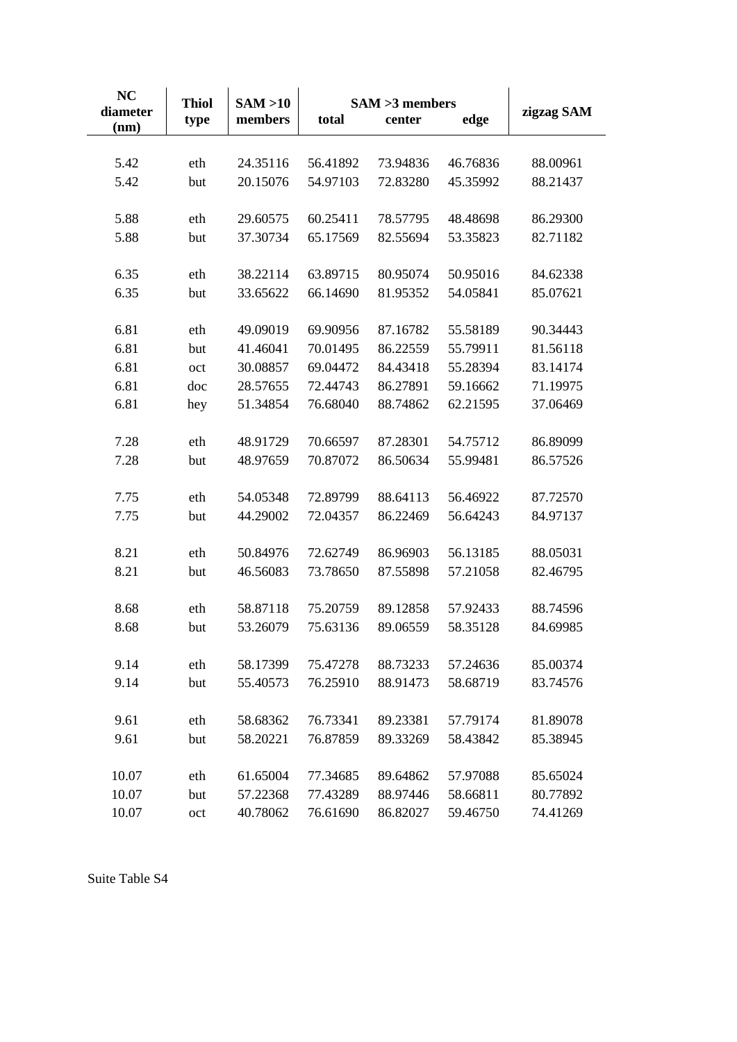| NC diameter (nm) | Thiol type | SAM >10 members | SAM >3 members | | | zigzag SAM |
|---|---|---|---|---|---|---|
| | | | total | center | edge | |
| 5.42 | eth | 24.35116 | 56.41892 | 73.94836 | 46.76836 | 88.00961 |
| 5.42 | but | 20.15076 | 54.97103 | 72.83280 | 45.35992 | 88.21437 |
| 5.88 | eth | 29.60575 | 60.25411 | 78.57795 | 48.48698 | 86.29300 |
| 5.88 | but | 37.30734 | 65.17569 | 82.55694 | 53.35823 | 82.71182 |
| 6.35 | eth | 38.22114 | 63.89715 | 80.95074 | 50.95016 | 84.62338 |
| 6.35 | but | 33.65622 | 66.14690 | 81.95352 | 54.05841 | 85.07621 |
| 6.81 | eth | 49.09019 | 69.90956 | 87.16782 | 55.58189 | 90.34443 |
| 6.81 | but | 41.46041 | 70.01495 | 86.22559 | 55.79911 | 81.56118 |
| 6.81 | oct | 30.08857 | 69.04472 | 84.43418 | 55.28394 | 83.14174 |
| 6.81 | doc | 28.57655 | 72.44743 | 86.27891 | 59.16662 | 71.19975 |
| 6.81 | hey | 51.34854 | 76.68040 | 88.74862 | 62.21595 | 37.06469 |
| 7.28 | eth | 48.91729 | 70.66597 | 87.28301 | 54.75712 | 86.89099 |
| 7.28 | but | 48.97659 | 70.87072 | 86.50634 | 55.99481 | 86.57526 |
| 7.75 | eth | 54.05348 | 72.89799 | 88.64113 | 56.46922 | 87.72570 |
| 7.75 | but | 44.29002 | 72.04357 | 86.22469 | 56.64243 | 84.97137 |
| 8.21 | eth | 50.84976 | 72.62749 | 86.96903 | 56.13185 | 88.05031 |
| 8.21 | but | 46.56083 | 73.78650 | 87.55898 | 57.21058 | 82.46795 |
| 8.68 | eth | 58.87118 | 75.20759 | 89.12858 | 57.92433 | 88.74596 |
| 8.68 | but | 53.26079 | 75.63136 | 89.06559 | 58.35128 | 84.69985 |
| 9.14 | eth | 58.17399 | 75.47278 | 88.73233 | 57.24636 | 85.00374 |
| 9.14 | but | 55.40573 | 76.25910 | 88.91473 | 58.68719 | 83.74576 |
| 9.61 | eth | 58.68362 | 76.73341 | 89.23381 | 57.79174 | 81.89078 |
| 9.61 | but | 58.20221 | 76.87859 | 89.33269 | 58.43842 | 85.38945 |
| 10.07 | eth | 61.65004 | 77.34685 | 89.64862 | 57.97088 | 85.65024 |
| 10.07 | but | 57.22368 | 77.43289 | 88.97446 | 58.66811 | 80.77892 |
| 10.07 | oct | 40.78062 | 76.61690 | 86.82027 | 59.46750 | 74.41269 |

Suite Table S4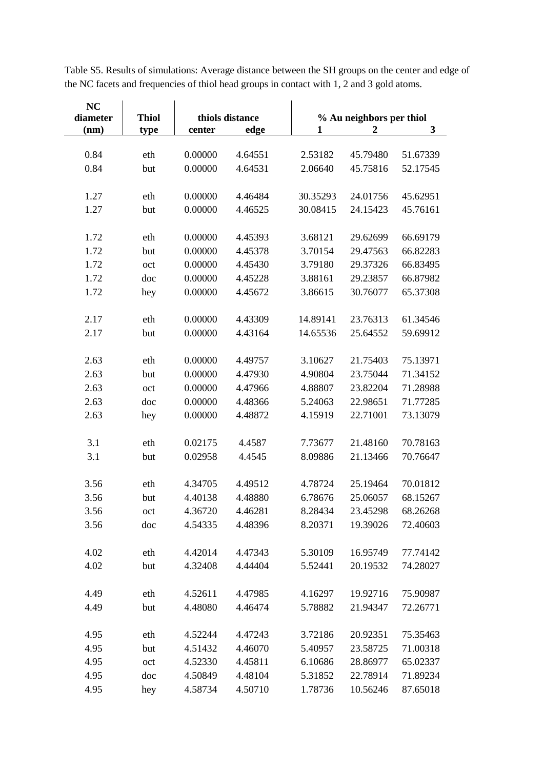Table S5. Results of simulations: Average distance between the SH groups on the center and edge of the NC facets and frequencies of thiol head groups in contact with 1, 2 and 3 gold atoms.

| NC diameter (nm) | Thiol type | thiols distance | | % Au neighbors per thiol | | |
|---|---|---|---|---|---|---|
| | | center | edge | 1 | 2 | 3 |
| 0.84 | eth | 0.00000 | 4.64551 | 2.53182 | 45.79480 | 51.67339 |
| 0.84 | but | 0.00000 | 4.64531 | 2.06640 | 45.75816 | 52.17545 |
| 1.27 | eth | 0.00000 | 4.46484 | 30.35293 | 24.01756 | 45.62951 |
| 1.27 | but | 0.00000 | 4.46525 | 30.08415 | 24.15423 | 45.76161 |
| 1.72 | eth | 0.00000 | 4.45393 | 3.68121 | 29.62699 | 66.69179 |
| 1.72 | but | 0.00000 | 4.45378 | 3.70154 | 29.47563 | 66.82283 |
| 1.72 | oct | 0.00000 | 4.45430 | 3.79180 | 29.37326 | 66.83495 |
| 1.72 | doc | 0.00000 | 4.45228 | 3.88161 | 29.23857 | 66.87982 |
| 1.72 | hey | 0.00000 | 4.45672 | 3.86615 | 30.76077 | 65.37308 |
| 2.17 | eth | 0.00000 | 4.43309 | 14.89141 | 23.76313 | 61.34546 |
| 2.17 | but | 0.00000 | 4.43164 | 14.65536 | 25.64552 | 59.69912 |
| 2.63 | eth | 0.00000 | 4.49757 | 3.10627 | 21.75403 | 75.13971 |
| 2.63 | but | 0.00000 | 4.47930 | 4.90804 | 23.75044 | 71.34152 |
| 2.63 | oct | 0.00000 | 4.47966 | 4.88807 | 23.82204 | 71.28988 |
| 2.63 | doc | 0.00000 | 4.48366 | 5.24063 | 22.98651 | 71.77285 |
| 2.63 | hey | 0.00000 | 4.48872 | 4.15919 | 22.71001 | 73.13079 |
| 3.1 | eth | 0.02175 | 4.4587 | 7.73677 | 21.48160 | 70.78163 |
| 3.1 | but | 0.02958 | 4.4545 | 8.09886 | 21.13466 | 70.76647 |
| 3.56 | eth | 4.34705 | 4.49512 | 4.78724 | 25.19464 | 70.01812 |
| 3.56 | but | 4.40138 | 4.48880 | 6.78676 | 25.06057 | 68.15267 |
| 3.56 | oct | 4.36720 | 4.46281 | 8.28434 | 23.45298 | 68.26268 |
| 3.56 | doc | 4.54335 | 4.48396 | 8.20371 | 19.39026 | 72.40603 |
| 4.02 | eth | 4.42014 | 4.47343 | 5.30109 | 16.95749 | 77.74142 |
| 4.02 | but | 4.32408 | 4.44404 | 5.52441 | 20.19532 | 74.28027 |
| 4.49 | eth | 4.52611 | 4.47985 | 4.16297 | 19.92716 | 75.90987 |
| 4.49 | but | 4.48080 | 4.46474 | 5.78882 | 21.94347 | 72.26771 |
| 4.95 | eth | 4.52244 | 4.47243 | 3.72186 | 20.92351 | 75.35463 |
| 4.95 | but | 4.51432 | 4.46070 | 5.40957 | 23.58725 | 71.00318 |
| 4.95 | oct | 4.52330 | 4.45811 | 6.10686 | 28.86977 | 65.02337 |
| 4.95 | doc | 4.50849 | 4.48104 | 5.31852 | 22.78914 | 71.89234 |
| 4.95 | hey | 4.58734 | 4.50710 | 1.78736 | 10.56246 | 87.65018 |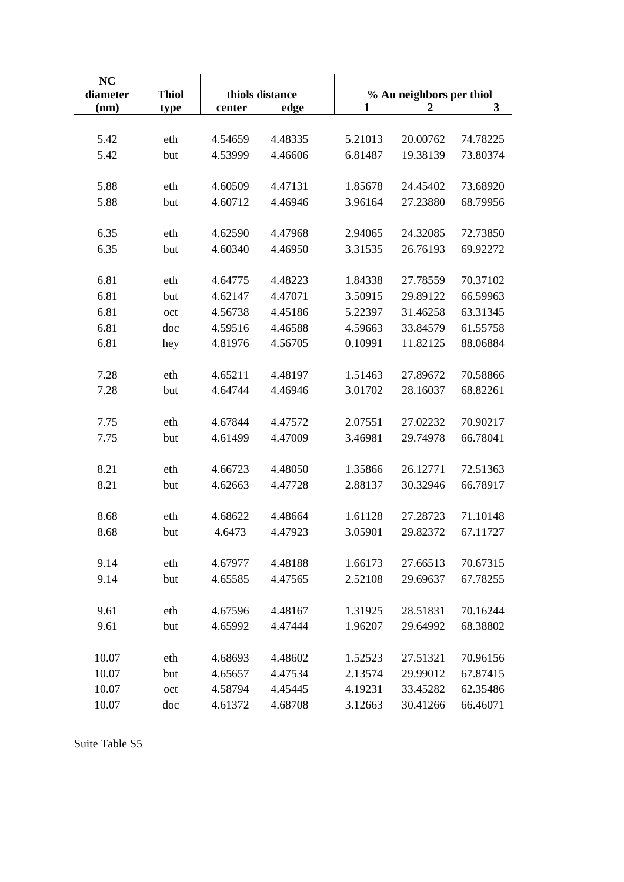| NC diameter (nm) | Thiol type | thiols distance | | % Au neighbors per thiol | | |
|---|---|---|---|---|---|---|
| | | center | edge | 1 | 2 | 3 |
| 5.42 | eth | 4.54659 | 4.48335 | 5.21013 | 20.00762 | 74.78225 |
| 5.42 | but | 4.53999 | 4.46606 | 6.81487 | 19.38139 | 73.80374 |
| 5.88 | eth | 4.60509 | 4.47131 | 1.85678 | 24.45402 | 73.68920 |
| 5.88 | but | 4.60712 | 4.46946 | 3.96164 | 27.23880 | 68.79956 |
| 6.35 | eth | 4.62590 | 4.47968 | 2.94065 | 24.32085 | 72.73850 |
| 6.35 | but | 4.60340 | 4.46950 | 3.31535 | 26.76193 | 69.92272 |
| 6.81 | eth | 4.64775 | 4.48223 | 1.84338 | 27.78559 | 70.37102 |
| 6.81 | but | 4.62147 | 4.47071 | 3.50915 | 29.89122 | 66.59963 |
| 6.81 | oct | 4.56738 | 4.45186 | 5.22397 | 31.46258 | 63.31345 |
| 6.81 | doc | 4.59516 | 4.46588 | 4.59663 | 33.84579 | 61.55758 |
| 6.81 | hey | 4.81976 | 4.56705 | 0.10991 | 11.82125 | 88.06884 |
| 7.28 | eth | 4.65211 | 4.48197 | 1.51463 | 27.89672 | 70.58866 |
| 7.28 | but | 4.64744 | 4.46946 | 3.01702 | 28.16037 | 68.82261 |
| 7.75 | eth | 4.67844 | 4.47572 | 2.07551 | 27.02232 | 70.90217 |
| 7.75 | but | 4.61499 | 4.47009 | 3.46981 | 29.74978 | 66.78041 |
| 8.21 | eth | 4.66723 | 4.48050 | 1.35866 | 26.12771 | 72.51363 |
| 8.21 | but | 4.62663 | 4.47728 | 2.88137 | 30.32946 | 66.78917 |
| 8.68 | eth | 4.68622 | 4.48664 | 1.61128 | 27.28723 | 71.10148 |
| 8.68 | but | 4.6473 | 4.47923 | 3.05901 | 29.82372 | 67.11727 |
| 9.14 | eth | 4.67977 | 4.48188 | 1.66173 | 27.66513 | 70.67315 |
| 9.14 | but | 4.65585 | 4.47565 | 2.52108 | 29.69637 | 67.78255 |
| 9.61 | eth | 4.67596 | 4.48167 | 1.31925 | 28.51831 | 70.16244 |
| 9.61 | but | 4.65992 | 4.47444 | 1.96207 | 29.64992 | 68.38802 |
| 10.07 | eth | 4.68693 | 4.48602 | 1.52523 | 27.51321 | 70.96156 |
| 10.07 | but | 4.65657 | 4.47534 | 2.13574 | 29.99012 | 67.87415 |
| 10.07 | oct | 4.58794 | 4.45445 | 4.19231 | 33.45282 | 62.35486 |
| 10.07 | doc | 4.61372 | 4.68708 | 3.12663 | 30.41266 | 66.46071 |

Suite Table S5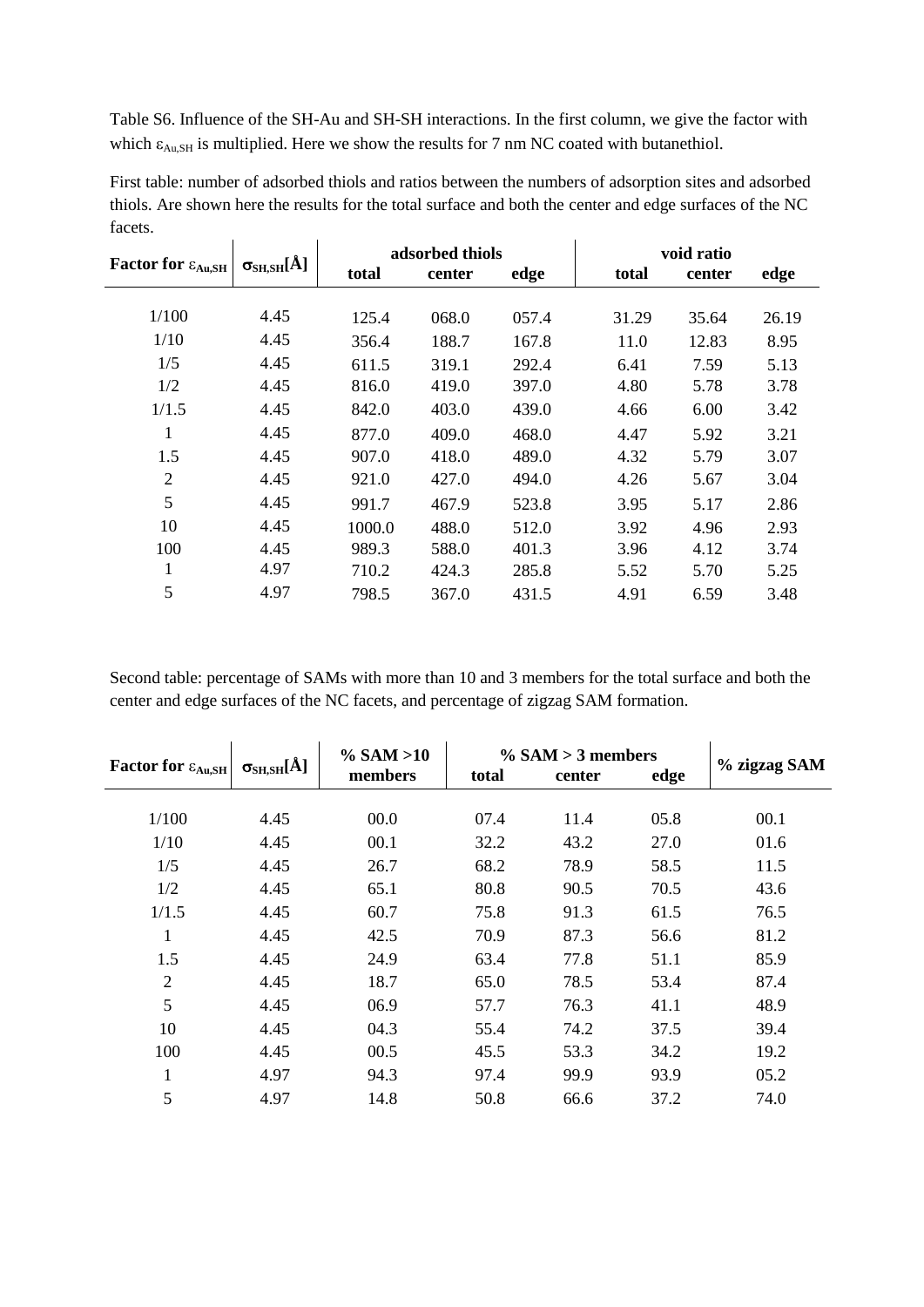Table S6. Influence of the SH-Au and SH-SH interactions. In the first column, we give the factor with which $\varepsilon_{Au,SH}$ is multiplied. Here we show the results for 7 nm NC coated with butanethiol.

First table: number of adsorbed thiols and ratios between the numbers of adsorption sites and adsorbed thiols. Are shown here the results for the total surface and both the center and edge surfaces of the NC facets.

| Factor for $\varepsilon_{Au,SH}$ | $\sigma_{SH,SH}$[Å] | adsorbed thiols | | | void ratio | | |
|---|---|---|---|---|---|---|---|
| | | total | center | edge | total | center | edge |
| 1/100 | 4.45 | 125.4 | 068.0 | 057.4 | 31.29 | 35.64 | 26.19 |
| 1/10 | 4.45 | 356.4 | 188.7 | 167.8 | 11.0 | 12.83 | 8.95 |
| 1/5 | 4.45 | 611.5 | 319.1 | 292.4 | 6.41 | 7.59 | 5.13 |
| 1/2 | 4.45 | 816.0 | 419.0 | 397.0 | 4.80 | 5.78 | 3.78 |
| 1/1.5 | 4.45 | 842.0 | 403.0 | 439.0 | 4.66 | 6.00 | 3.42 |
| 1 | 4.45 | 877.0 | 409.0 | 468.0 | 4.47 | 5.92 | 3.21 |
| 1.5 | 4.45 | 907.0 | 418.0 | 489.0 | 4.32 | 5.79 | 3.07 |
| 2 | 4.45 | 921.0 | 427.0 | 494.0 | 4.26 | 5.67 | 3.04 |
| 5 | 4.45 | 991.7 | 467.9 | 523.8 | 3.95 | 5.17 | 2.86 |
| 10 | 4.45 | 1000.0 | 488.0 | 512.0 | 3.92 | 4.96 | 2.93 |
| 100 | 4.45 | 989.3 | 588.0 | 401.3 | 3.96 | 4.12 | 3.74 |
| 1 | 4.97 | 710.2 | 424.3 | 285.8 | 5.52 | 5.70 | 5.25 |
| 5 | 4.97 | 798.5 | 367.0 | 431.5 | 4.91 | 6.59 | 3.48 |

Second table: percentage of SAMs with more than 10 and 3 members for the total surface and both the center and edge surfaces of the NC facets, and percentage of zigzag SAM formation.

| Factor for $\varepsilon_{Au,SH}$ | $\sigma_{SH,SH}$[Å] | % SAM >10 members | % SAM > 3 members | | | % zigzag SAM |
|---|---|---|---|---|---|---|
| | | | total | center | edge | |
| 1/100 | 4.45 | 00.0 | 07.4 | 11.4 | 05.8 | 00.1 |
| 1/10 | 4.45 | 00.1 | 32.2 | 43.2 | 27.0 | 01.6 |
| 1/5 | 4.45 | 26.7 | 68.2 | 78.9 | 58.5 | 11.5 |
| 1/2 | 4.45 | 65.1 | 80.8 | 90.5 | 70.5 | 43.6 |
| 1/1.5 | 4.45 | 60.7 | 75.8 | 91.3 | 61.5 | 76.5 |
| 1 | 4.45 | 42.5 | 70.9 | 87.3 | 56.6 | 81.2 |
| 1.5 | 4.45 | 24.9 | 63.4 | 77.8 | 51.1 | 85.9 |
| 2 | 4.45 | 18.7 | 65.0 | 78.5 | 53.4 | 87.4 |
| 5 | 4.45 | 06.9 | 57.7 | 76.3 | 41.1 | 48.9 |
| 10 | 4.45 | 04.3 | 55.4 | 74.2 | 37.5 | 39.4 |
| 100 | 4.45 | 00.5 | 45.5 | 53.3 | 34.2 | 19.2 |
| 1 | 4.97 | 94.3 | 97.4 | 99.9 | 93.9 | 05.2 |
| 5 | 4.97 | 14.8 | 50.8 | 66.6 | 37.2 | 74.0 |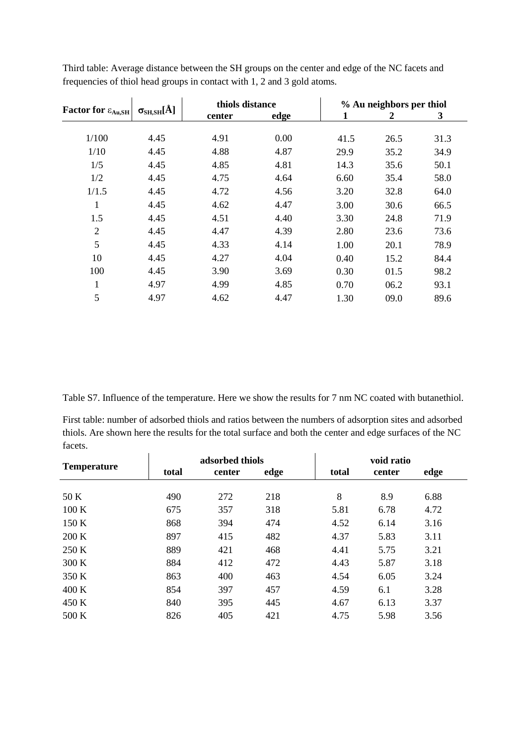Third table: Average distance between the SH groups on the center and edge of the NC facets and frequencies of thiol head groups in contact with 1, 2 and 3 gold atoms.

| Factor for $\varepsilon_{Au,SH}$ | $\sigma_{SH,SH}$[Å] | thiols distance | | % Au neighbors per thiol | | |
|---|---|---|---|---|---|---|
| | | center | edge | 1 | 2 | 3 |
| 1/100 | 4.45 | 4.91 | 0.00 | 41.5 | 26.5 | 31.3 |
| 1/10 | 4.45 | 4.88 | 4.87 | 29.9 | 35.2 | 34.9 |
| 1/5 | 4.45 | 4.85 | 4.81 | 14.3 | 35.6 | 50.1 |
| 1/2 | 4.45 | 4.75 | 4.64 | 6.60 | 35.4 | 58.0 |
| 1/1.5 | 4.45 | 4.72 | 4.56 | 3.20 | 32.8 | 64.0 |
| 1 | 4.45 | 4.62 | 4.47 | 3.00 | 30.6 | 66.5 |
| 1.5 | 4.45 | 4.51 | 4.40 | 3.30 | 24.8 | 71.9 |
| 2 | 4.45 | 4.47 | 4.39 | 2.80 | 23.6 | 73.6 |
| 5 | 4.45 | 4.33 | 4.14 | 1.00 | 20.1 | 78.9 |
| 10 | 4.45 | 4.27 | 4.04 | 0.40 | 15.2 | 84.4 |
| 100 | 4.45 | 3.90 | 3.69 | 0.30 | 01.5 | 98.2 |
| 1 | 4.97 | 4.99 | 4.85 | 0.70 | 06.2 | 93.1 |
| 5 | 4.97 | 4.62 | 4.47 | 1.30 | 09.0 | 89.6 |

Table S7. Influence of the temperature. Here we show the results for 7 nm NC coated with butanethiol.

First table: number of adsorbed thiols and ratios between the numbers of adsorption sites and adsorbed thiols. Are shown here the results for the total surface and both the center and edge surfaces of the NC facets.

| Temperature | adsorbed thiols | | | void ratio | | |
|---|---|---|---|---|---|---|
| | total | center | edge | total | center | edge |
| 50 K | 490 | 272 | 218 | 8 | 8.9 | 6.88 |
| 100 K | 675 | 357 | 318 | 5.81 | 6.78 | 4.72 |
| 150 K | 868 | 394 | 474 | 4.52 | 6.14 | 3.16 |
| 200 K | 897 | 415 | 482 | 4.37 | 5.83 | 3.11 |
| 250 K | 889 | 421 | 468 | 4.41 | 5.75 | 3.21 |
| 300 K | 884 | 412 | 472 | 4.43 | 5.87 | 3.18 |
| 350 K | 863 | 400 | 463 | 4.54 | 6.05 | 3.24 |
| 400 K | 854 | 397 | 457 | 4.59 | 6.1 | 3.28 |
| 450 K | 840 | 395 | 445 | 4.67 | 6.13 | 3.37 |
| 500 K | 826 | 405 | 421 | 4.75 | 5.98 | 3.56 |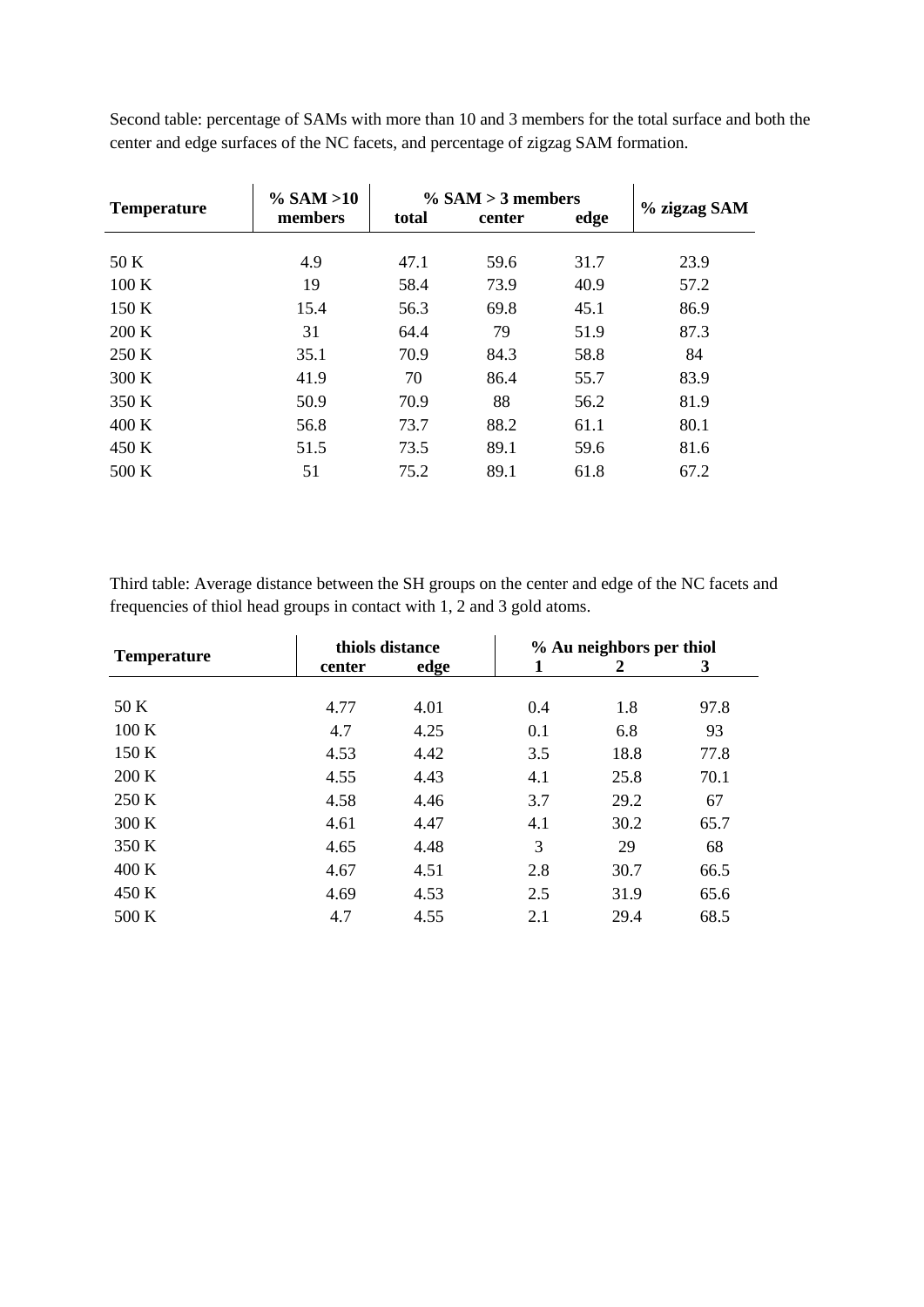Second table: percentage of SAMs with more than 10 and 3 members for the total surface and both the center and edge surfaces of the NC facets, and percentage of zigzag SAM formation.

| Temperature | % SAM >10 members | % SAM > 3 members | | | % zigzag SAM |
|---|---|---|---|---|---|
| | | total | center | edge | |
| 50 K | 4.9 | 47.1 | 59.6 | 31.7 | 23.9 |
| 100 K | 19 | 58.4 | 73.9 | 40.9 | 57.2 |
| 150 K | 15.4 | 56.3 | 69.8 | 45.1 | 86.9 |
| 200 K | 31 | 64.4 | 79 | 51.9 | 87.3 |
| 250 K | 35.1 | 70.9 | 84.3 | 58.8 | 84 |
| 300 K | 41.9 | 70 | 86.4 | 55.7 | 83.9 |
| 350 K | 50.9 | 70.9 | 88 | 56.2 | 81.9 |
| 400 K | 56.8 | 73.7 | 88.2 | 61.1 | 80.1 |
| 450 K | 51.5 | 73.5 | 89.1 | 59.6 | 81.6 |
| 500 K | 51 | 75.2 | 89.1 | 61.8 | 67.2 |

Third table: Average distance between the SH groups on the center and edge of the NC facets and frequencies of thiol head groups in contact with 1, 2 and 3 gold atoms.

| Temperature | thiols distance | | % Au neighbors per thiol | | |
|---|---|---|---|---|---|
| | center | edge | 1 | 2 | 3 |
| 50 K | 4.77 | 4.01 | 0.4 | 1.8 | 97.8 |
| 100 K | 4.7 | 4.25 | 0.1 | 6.8 | 93 |
| 150 K | 4.53 | 4.42 | 3.5 | 18.8 | 77.8 |
| 200 K | 4.55 | 4.43 | 4.1 | 25.8 | 70.1 |
| 250 K | 4.58 | 4.46 | 3.7 | 29.2 | 67 |
| 300 K | 4.61 | 4.47 | 4.1 | 30.2 | 65.7 |
| 350 K | 4.65 | 4.48 | 3 | 29 | 68 |
| 400 K | 4.67 | 4.51 | 2.8 | 30.7 | 66.5 |
| 450 K | 4.69 | 4.53 | 2.5 | 31.9 | 65.6 |
| 500 K | 4.7 | 4.55 | 2.1 | 29.4 | 68.5 |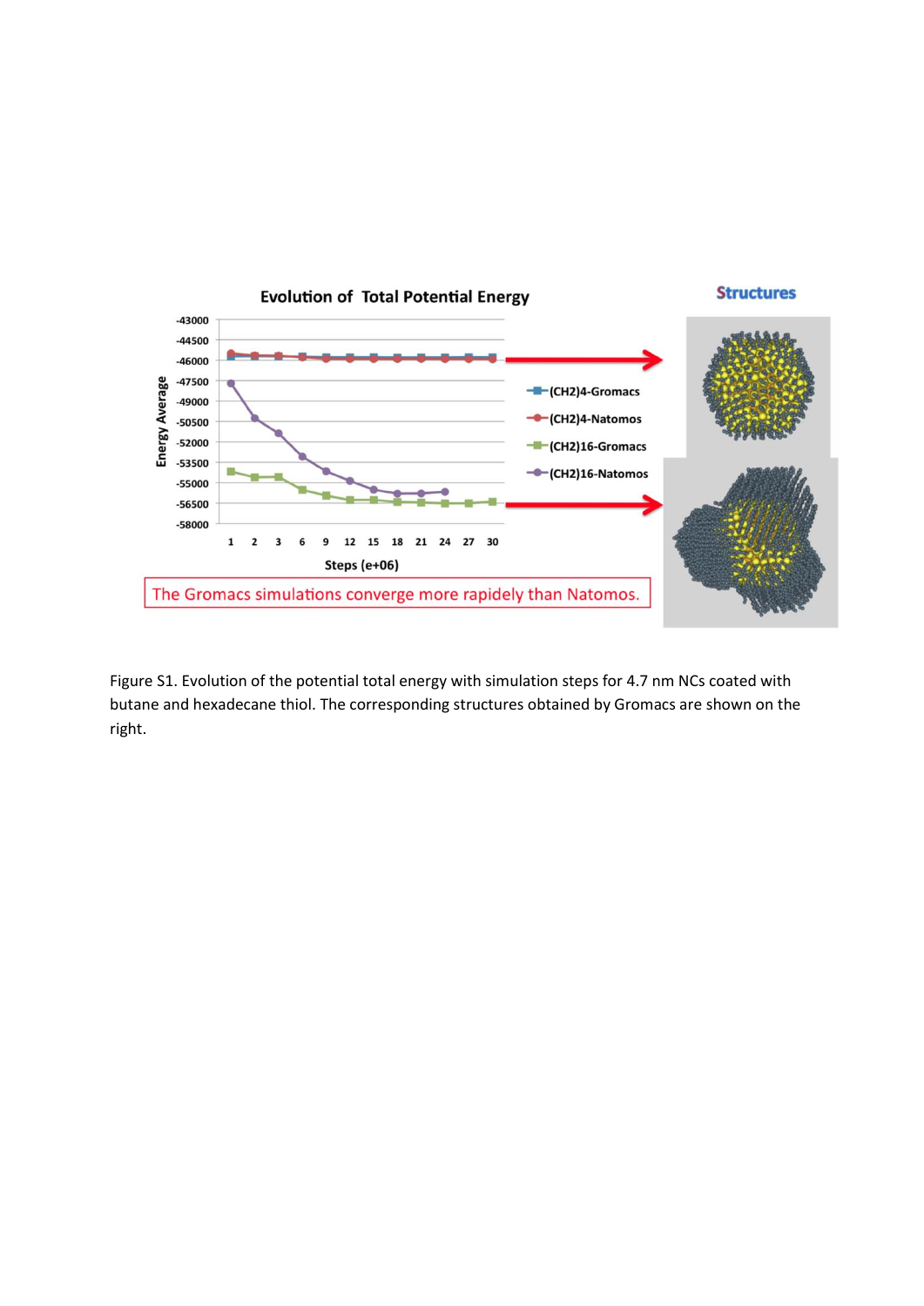Figure S1. Evolution of the potential total energy with simulation steps for 4.7 nm NCs coated with butane and hexadecane thiol. The corresponding structures obtained by Gromacs are shown on the right.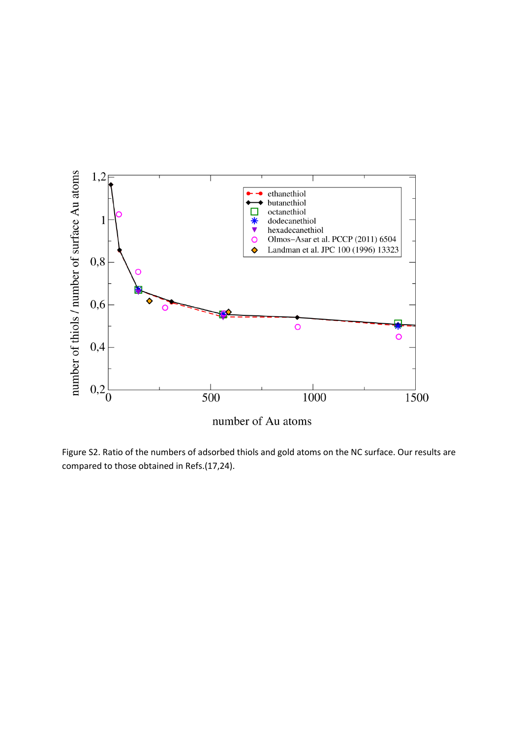Figure S2. Ratio of the numbers of adsorbed thiols and gold atoms on the NC surface. Our results are compared to those obtained in Refs.(17,24).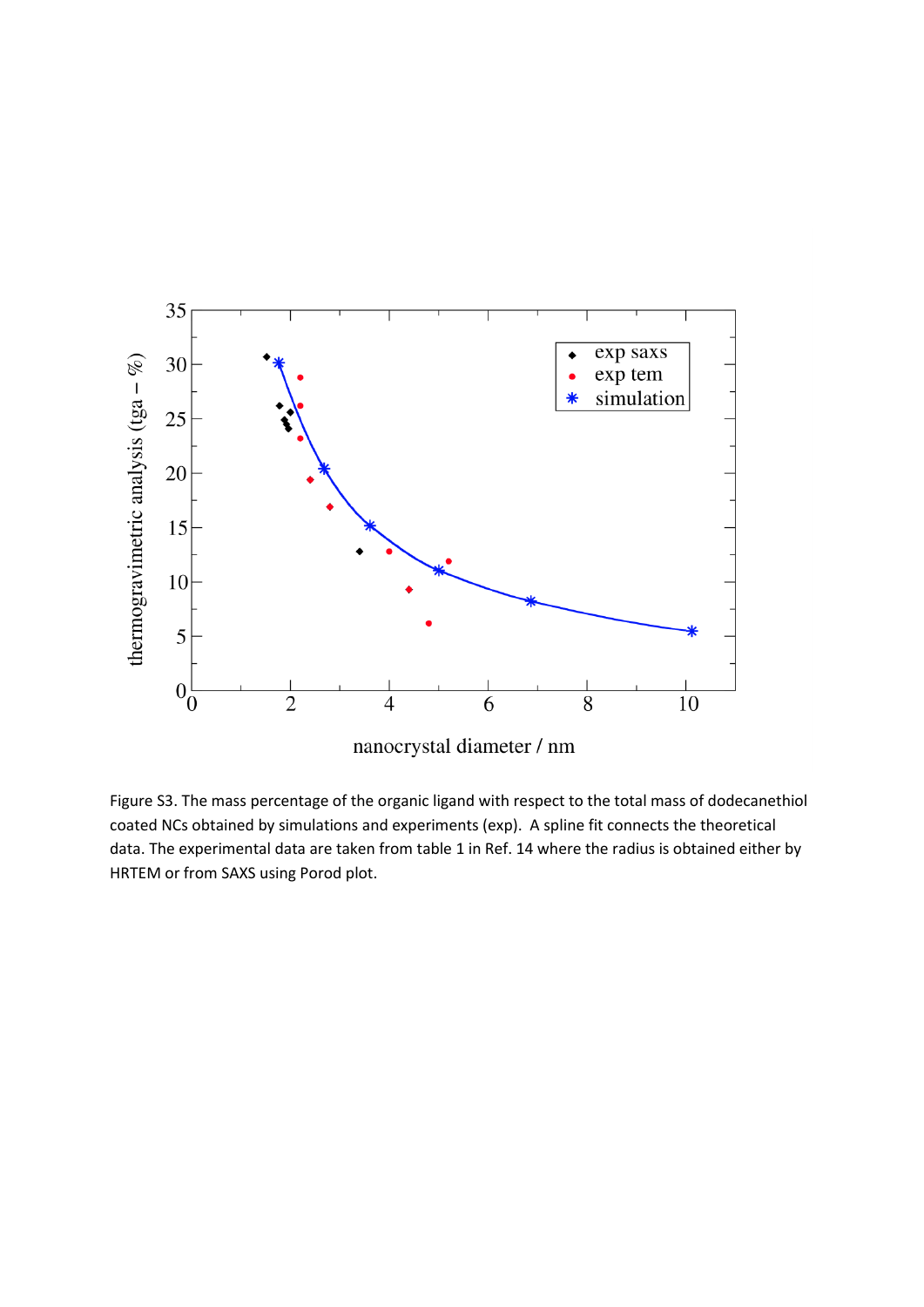Figure S3. The mass percentage of the organic ligand with respect to the total mass of dodecanethiol coated NCs obtained by simulations and experiments (exp). A spline fit connects the theoretical data. The experimental data are taken from table 1 in Ref. 14 where the radius is obtained either by HRTEM or from SAXS using Porod plot.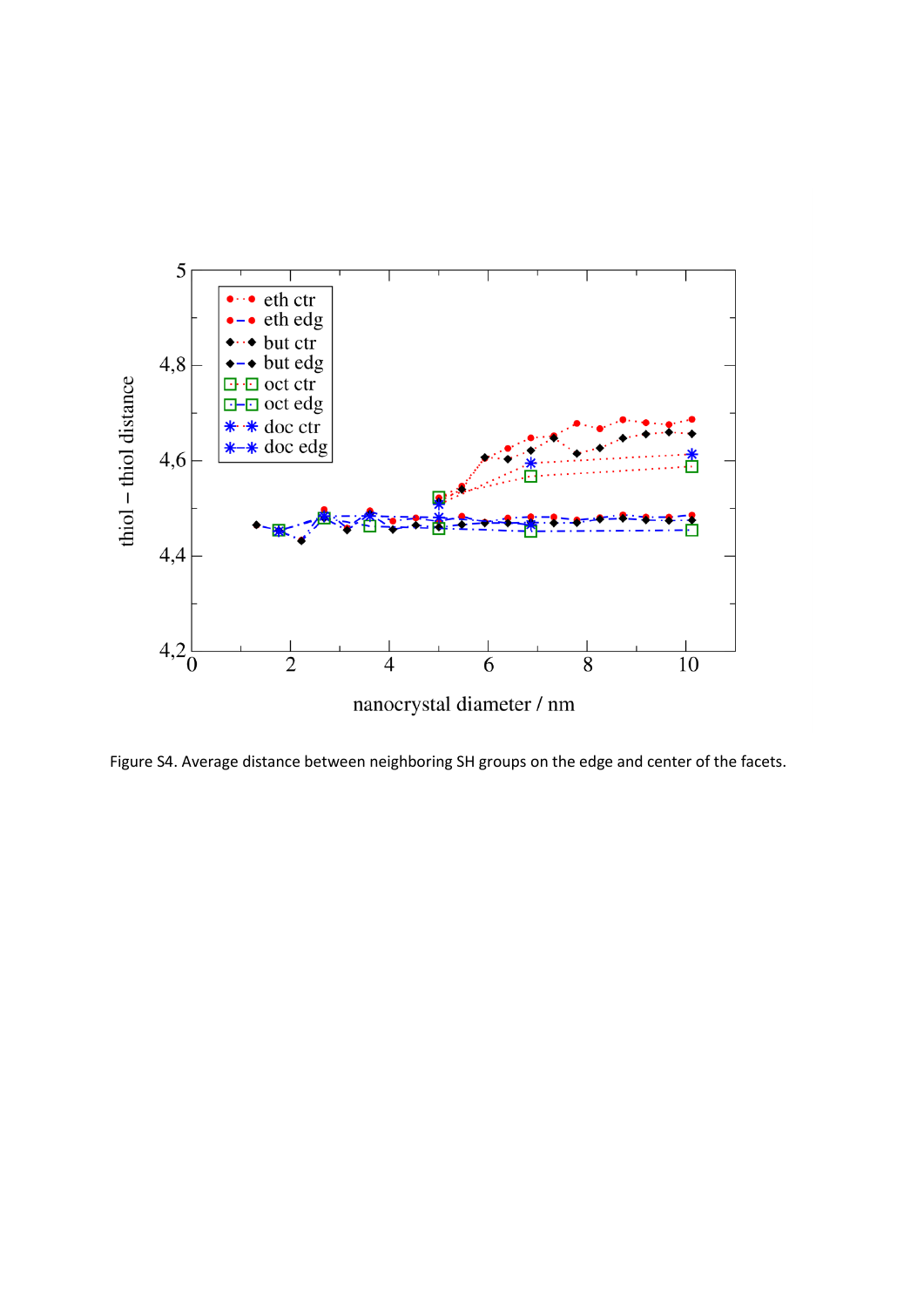thiol – thiol distance

5
4,8
4,6
4,4
4,2

0
2
4
6
8
10

nanocrystal diameter / nm

eth ctr
eth edg
but ctr
but edg
oct ctr
oct edg
doc ctr
doc edg

Figure S4. Average distance between neighboring SH groups on the edge and center of the facets.